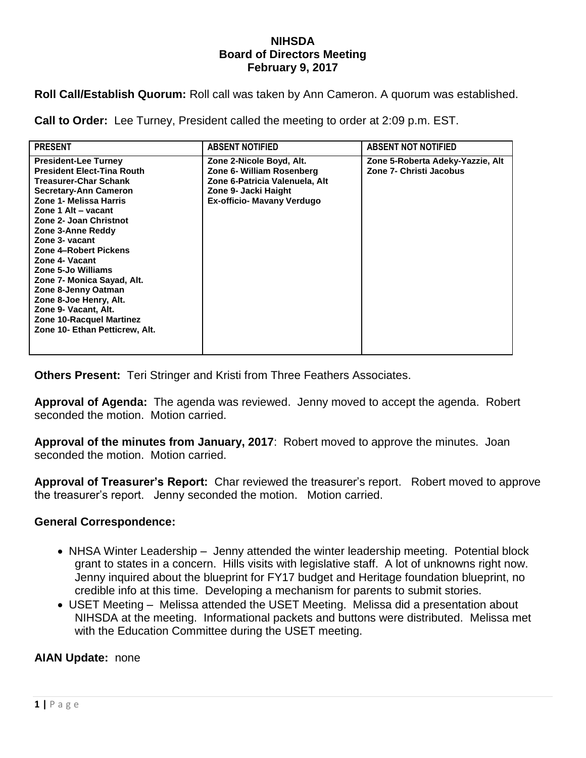# NIHSDA
## Board of Directors Meeting
### February 9, 2017

**Roll Call/Establish Quorum:** Roll call was taken by Ann Cameron. A quorum was established.

**Call to Order:** Lee Turney, President called the meeting to order at 2:09 p.m. EST.

| PRESENT | ABSENT NOTIFIED | ABSENT NOT NOTIFIED |
|---|---|---|
| **President-Lee Turney**<br>**President Elect-Tina Routh**<br>**Treasurer-Char Schank**<br>**Secretary-Ann Cameron**<br>**Zone 1- Melissa Harris**<br>**Zone 1 Alt – vacant**<br>**Zone 2- Joan Christnot**<br>**Zone 3-Anne Reddy**<br>**Zone 3- vacant**<br>**Zone 4–Robert Pickens**<br>**Zone 4- Vacant**<br>**Zone 5-Jo Williams**<br>**Zone 7- Monica Sayad, Alt.**<br>**Zone 8-Jenny Oatman**<br>**Zone 8-Joe Henry, Alt.**<br>**Zone 9- Vacant, Alt.**<br>**Zone 10-Racquel Martinez**<br>**Zone 10- Ethan Petticrew, Alt.** | **Zone 2-Nicole Boyd, Alt.**<br>**Zone 6- William Rosenberg**<br>**Zone 6-Patricia Valenuela, Alt**<br>**Zone 9- Jacki Haight**<br>**Ex-officio- Mavany Verdugo** | **Zone 5-Roberta Adeky-Yazzie, Alt**<br>**Zone 7- Christi Jacobus** |

**Others Present:** Teri Stringer and Kristi from Three Feathers Associates.

**Approval of Agenda:** The agenda was reviewed. Jenny moved to accept the agenda. Robert seconded the motion. Motion carried.

**Approval of the minutes from January, 2017**: Robert moved to approve the minutes. Joan seconded the motion. Motion carried.

**Approval of Treasurer's Report:** Char reviewed the treasurer's report. Robert moved to approve the treasurer's report. Jenny seconded the motion. Motion carried.

**General Correspondence:**

- NHSA Winter Leadership – Jenny attended the winter leadership meeting. Potential block grant to states in a concern. Hills visits with legislative staff. A lot of unknowns right now. Jenny inquired about the blueprint for FY17 budget and Heritage foundation blueprint, no credible info at this time. Developing a mechanism for parents to submit stories.
- USET Meeting – Melissa attended the USET Meeting. Melissa did a presentation about NIHSDA at the meeting. Informational packets and buttons were distributed. Melissa met with the Education Committee during the USET meeting.

**AIAN Update:** none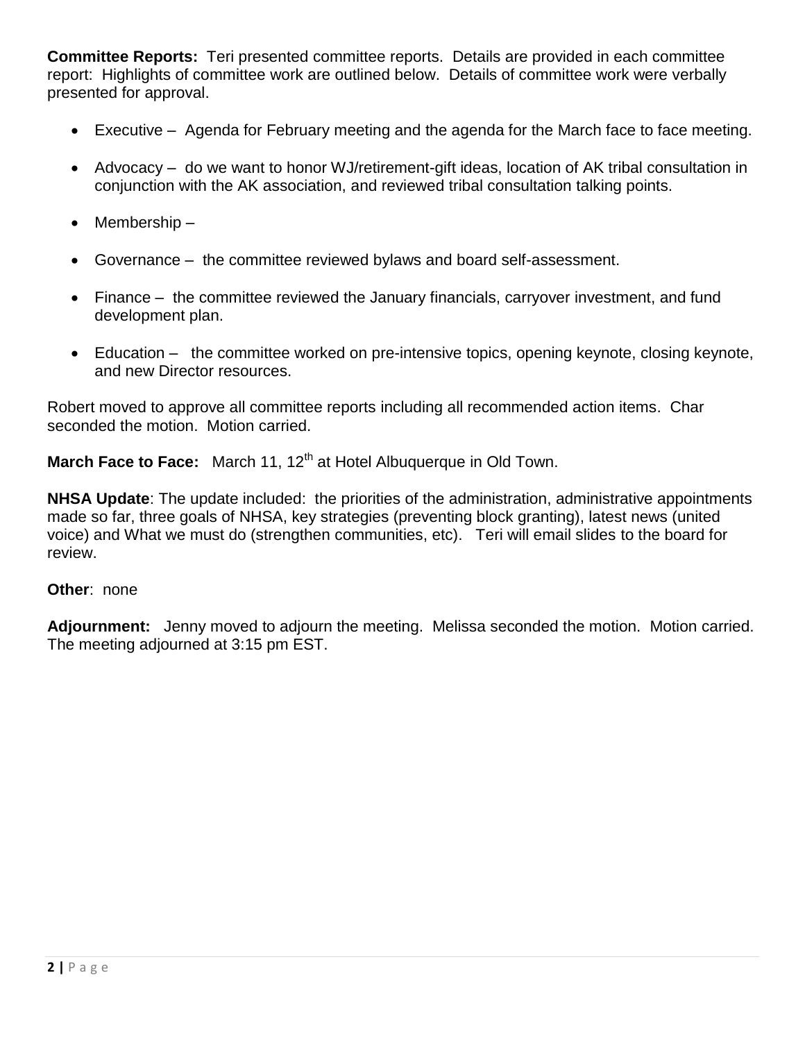**Committee Reports:** Teri presented committee reports. Details are provided in each committee report: Highlights of committee work are outlined below. Details of committee work were verbally presented for approval.

- Executive – Agenda for February meeting and the agenda for the March face to face meeting.
- Advocacy – do we want to honor WJ/retirement-gift ideas, location of AK tribal consultation in conjunction with the AK association, and reviewed tribal consultation talking points.
- Membership –
- Governance – the committee reviewed bylaws and board self-assessment.
- Finance – the committee reviewed the January financials, carryover investment, and fund development plan.
- Education – the committee worked on pre-intensive topics, opening keynote, closing keynote, and new Director resources.

Robert moved to approve all committee reports including all recommended action items. Char seconded the motion. Motion carried.

**March Face to Face:** March 11, 12th at Hotel Albuquerque in Old Town.

**NHSA Update**: The update included: the priorities of the administration, administrative appointments made so far, three goals of NHSA, key strategies (preventing block granting), latest news (united voice) and What we must do (strengthen communities, etc). Teri will email slides to the board for review.

**Other**: none

**Adjournment:** Jenny moved to adjourn the meeting. Melissa seconded the motion. Motion carried. The meeting adjourned at 3:15 pm EST.